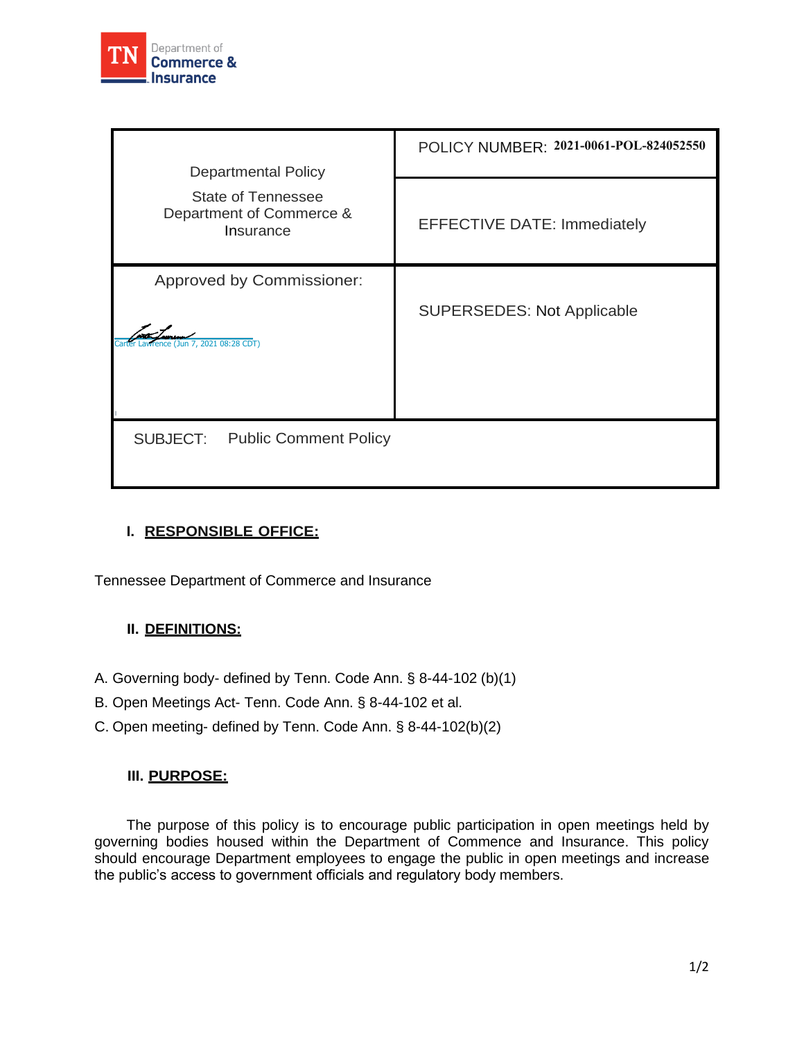| Departmental Policy<br><br>State of Tennessee<br>Department of Commerce &<br>Insurance | POLICY NUMBER: 2021-0061-POL-824052550 |
|---|---|
| | EFFECTIVE DATE: Immediately |
| Approved by Commissioner:<br><br>Carter Lawrence (Jun 7, 2021 08:28 CDT) | SUPERSEDES: Not Applicable |
| SUBJECT: Public Comment Policy | |

## I. RESPONSIBLE OFFICE:

Tennessee Department of Commerce and Insurance

## II. DEFINITIONS:

A. Governing body- defined by Tenn. Code Ann. § 8-44-102 (b)(1)

B. Open Meetings Act- Tenn. Code Ann. § 8-44-102 et al.

C. Open meeting- defined by Tenn. Code Ann. § 8-44-102(b)(2)

## III. PURPOSE:

The purpose of this policy is to encourage public participation in open meetings held by governing bodies housed within the Department of Commence and Insurance. This policy should encourage Department employees to engage the public in open meetings and increase the public's access to government officials and regulatory body members.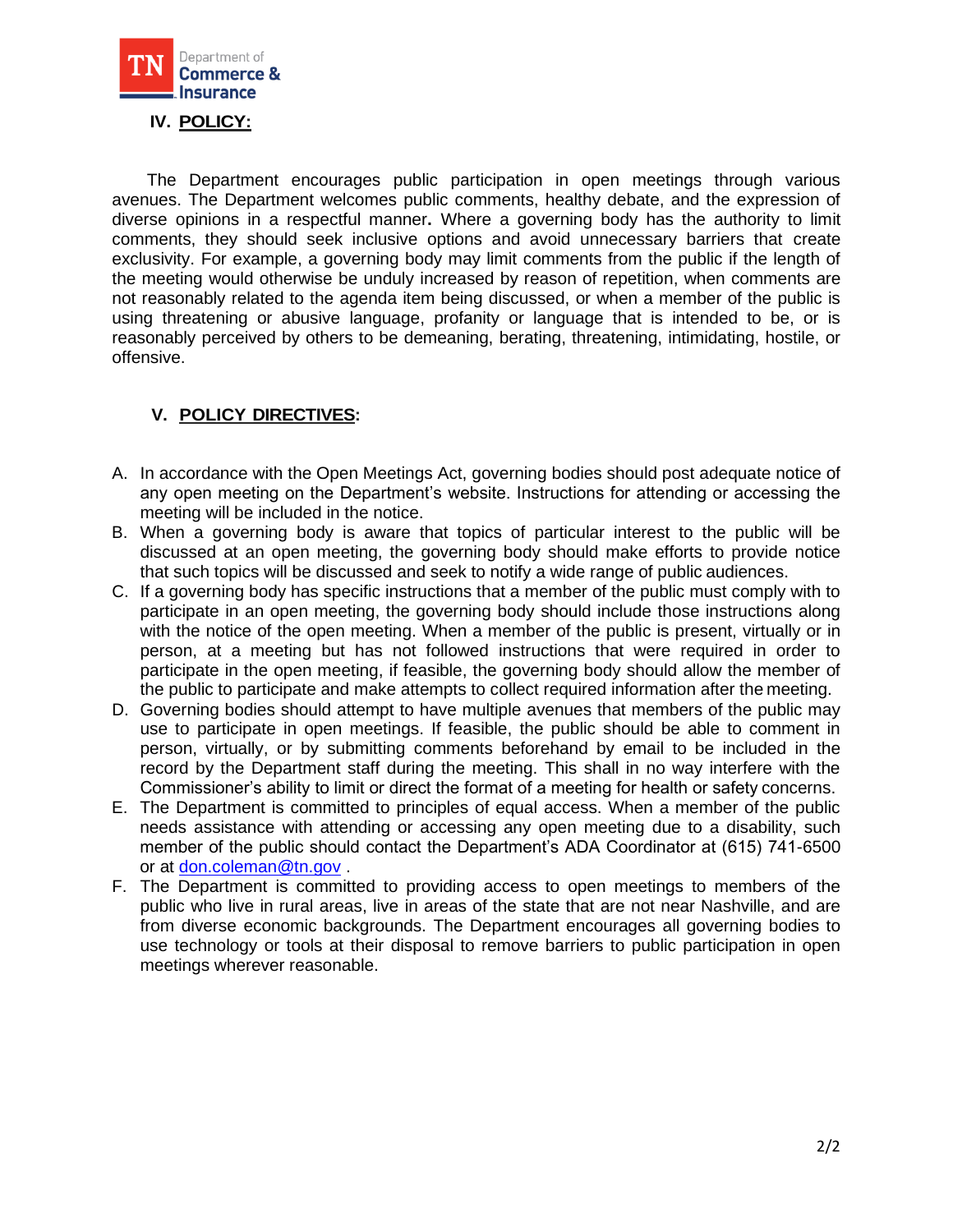## IV. POLICY:

The Department encourages public participation in open meetings through various avenues. The Department welcomes public comments, healthy debate, and the expression of diverse opinions in a respectful manner**.** Where a governing body has the authority to limit comments, they should seek inclusive options and avoid unnecessary barriers that create exclusivity. For example, a governing body may limit comments from the public if the length of the meeting would otherwise be unduly increased by reason of repetition, when comments are not reasonably related to the agenda item being discussed, or when a member of the public is using threatening or abusive language, profanity or language that is intended to be, or is reasonably perceived by others to be demeaning, berating, threatening, intimidating, hostile, or offensive.

## V. POLICY DIRECTIVES:

A. In accordance with the Open Meetings Act, governing bodies should post adequate notice of any open meeting on the Department's website. Instructions for attending or accessing the meeting will be included in the notice.

B. When a governing body is aware that topics of particular interest to the public will be discussed at an open meeting, the governing body should make efforts to provide notice that such topics will be discussed and seek to notify a wide range of public audiences.

C. If a governing body has specific instructions that a member of the public must comply with to participate in an open meeting, the governing body should include those instructions along with the notice of the open meeting. When a member of the public is present, virtually or in person, at a meeting but has not followed instructions that were required in order to participate in the open meeting, if feasible, the governing body should allow the member of the public to participate and make attempts to collect required information after the meeting.

D. Governing bodies should attempt to have multiple avenues that members of the public may use to participate in open meetings. If feasible, the public should be able to comment in person, virtually, or by submitting comments beforehand by email to be included in the record by the Department staff during the meeting. This shall in no way interfere with the Commissioner's ability to limit or direct the format of a meeting for health or safety concerns.

E. The Department is committed to principles of equal access. When a member of the public needs assistance with attending or accessing any open meeting due to a disability, such member of the public should contact the Department's ADA Coordinator at (615) 741-6500 or at don.coleman@tn.gov .

F. The Department is committed to providing access to open meetings to members of the public who live in rural areas, live in areas of the state that are not near Nashville, and are from diverse economic backgrounds. The Department encourages all governing bodies to use technology or tools at their disposal to remove barriers to public participation in open meetings wherever reasonable.